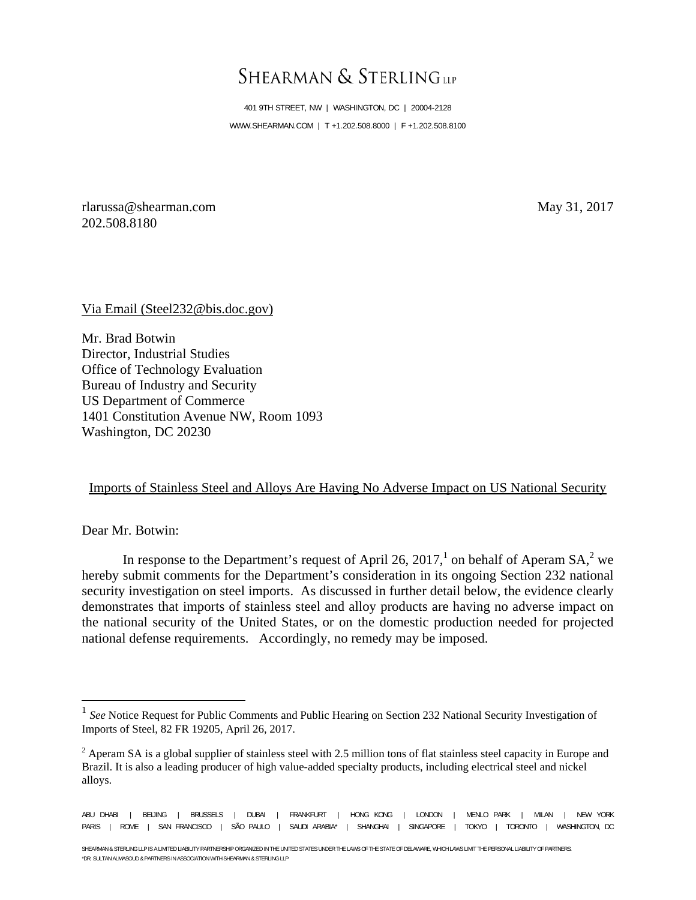# SHEARMAN & STERLING LLP

401 9TH STREET, NW | WASHINGTON, DC | 20004-2128

WWW.SHEARMAN.COM | T +1.202.508.8000 | F +1.202.508.8100

rlarussa@shearman.com
202.508.8180

May 31, 2017

Via Email (Steel232@bis.doc.gov)

Mr. Brad Botwin
Director, Industrial Studies
Office of Technology Evaluation
Bureau of Industry and Security
US Department of Commerce
1401 Constitution Avenue NW, Room 1093
Washington, DC 20230

Imports of Stainless Steel and Alloys Are Having No Adverse Impact on US National Security

Dear Mr. Botwin:

In response to the Department's request of April 26, 2017,[1] on behalf of Aperam SA,[2] we hereby submit comments for the Department's consideration in its ongoing Section 232 national security investigation on steel imports. As discussed in further detail below, the evidence clearly demonstrates that imports of stainless steel and alloy products are having no adverse impact on the national security of the United States, or on the domestic production needed for projected national defense requirements. Accordingly, no remedy may be imposed.

---

[1] *See* Notice Request for Public Comments and Public Hearing on Section 232 National Security Investigation of Imports of Steel, 82 FR 19205, April 26, 2017.

[2] Aperam SA is a global supplier of stainless steel with 2.5 million tons of flat stainless steel capacity in Europe and Brazil. It is also a leading producer of high value-added specialty products, including electrical steel and nickel alloys.

ABU DHABI | BEIJING | BRUSSELS | DUBAI | FRANKFURT | HONG KONG | LONDON | MENLO PARK | MILAN | NEW YORK
PARIS | ROME | SAN FRANCISCO | SÃO PAULO | SAUDI ARABIA* | SHANGHAI | SINGAPORE | TOKYO | TORONTO | WASHINGTON, DC

SHEARMAN & STERLING LLP IS A LIMITED LIABILITY PARTNERSHIP ORGANIZED IN THE UNITED STATES UNDER THE LAWS OF THE STATE OF DELAWARE, WHICH LAWS LIMIT THE PERSONAL LIABILITY OF PARTNERS.
*DR. SULTAN ALMASOUD & PARTNERS IN ASSOCIATION WITH SHEARMAN & STERLING LLP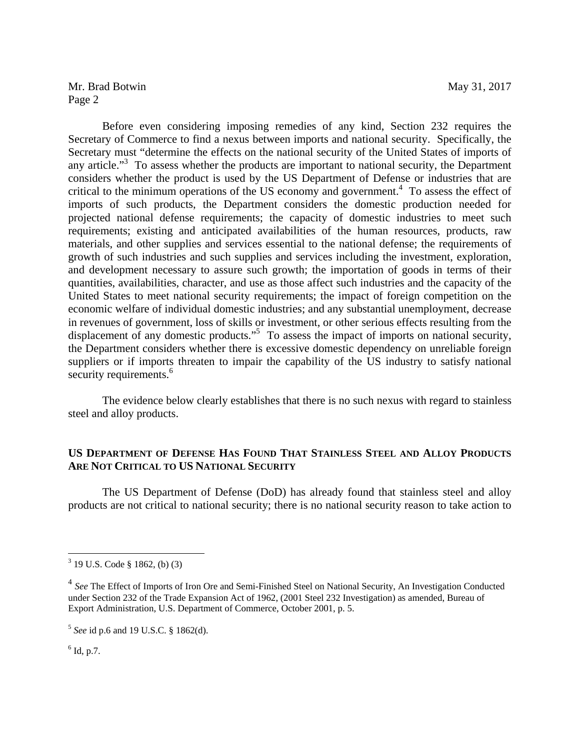Before even considering imposing remedies of any kind, Section 232 requires the Secretary of Commerce to find a nexus between imports and national security. Specifically, the Secretary must "determine the effects on the national security of the United States of imports of any article."[3] To assess whether the products are important to national security, the Department considers whether the product is used by the US Department of Defense or industries that are critical to the minimum operations of the US economy and government.[4] To assess the effect of imports of such products, the Department considers the domestic production needed for projected national defense requirements; the capacity of domestic industries to meet such requirements; existing and anticipated availabilities of the human resources, products, raw materials, and other supplies and services essential to the national defense; the requirements of growth of such industries and such supplies and services including the investment, exploration, and development necessary to assure such growth; the importation of goods in terms of their quantities, availabilities, character, and use as those affect such industries and the capacity of the United States to meet national security requirements; the impact of foreign competition on the economic welfare of individual domestic industries; and any substantial unemployment, decrease in revenues of government, loss of skills or investment, or other serious effects resulting from the displacement of any domestic products."[5] To assess the impact of imports on national security, the Department considers whether there is excessive domestic dependency on unreliable foreign suppliers or if imports threaten to impair the capability of the US industry to satisfy national security requirements.[6]

The evidence below clearly establishes that there is no such nexus with regard to stainless steel and alloy products.

## US Department of Defense Has Found That Stainless Steel and Alloy Products Are Not Critical to US National Security

The US Department of Defense (DoD) has already found that stainless steel and alloy products are not critical to national security; there is no national security reason to take action to

---

[3] 19 U.S. Code § 1862, (b) (3)

[4] *See* The Effect of Imports of Iron Ore and Semi-Finished Steel on National Security, An Investigation Conducted under Section 232 of the Trade Expansion Act of 1962, (2001 Steel 232 Investigation) as amended, Bureau of Export Administration, U.S. Department of Commerce, October 2001, p. 5.

[5] *See* id p.6 and 19 U.S.C. § 1862(d).

[6] Id, p.7.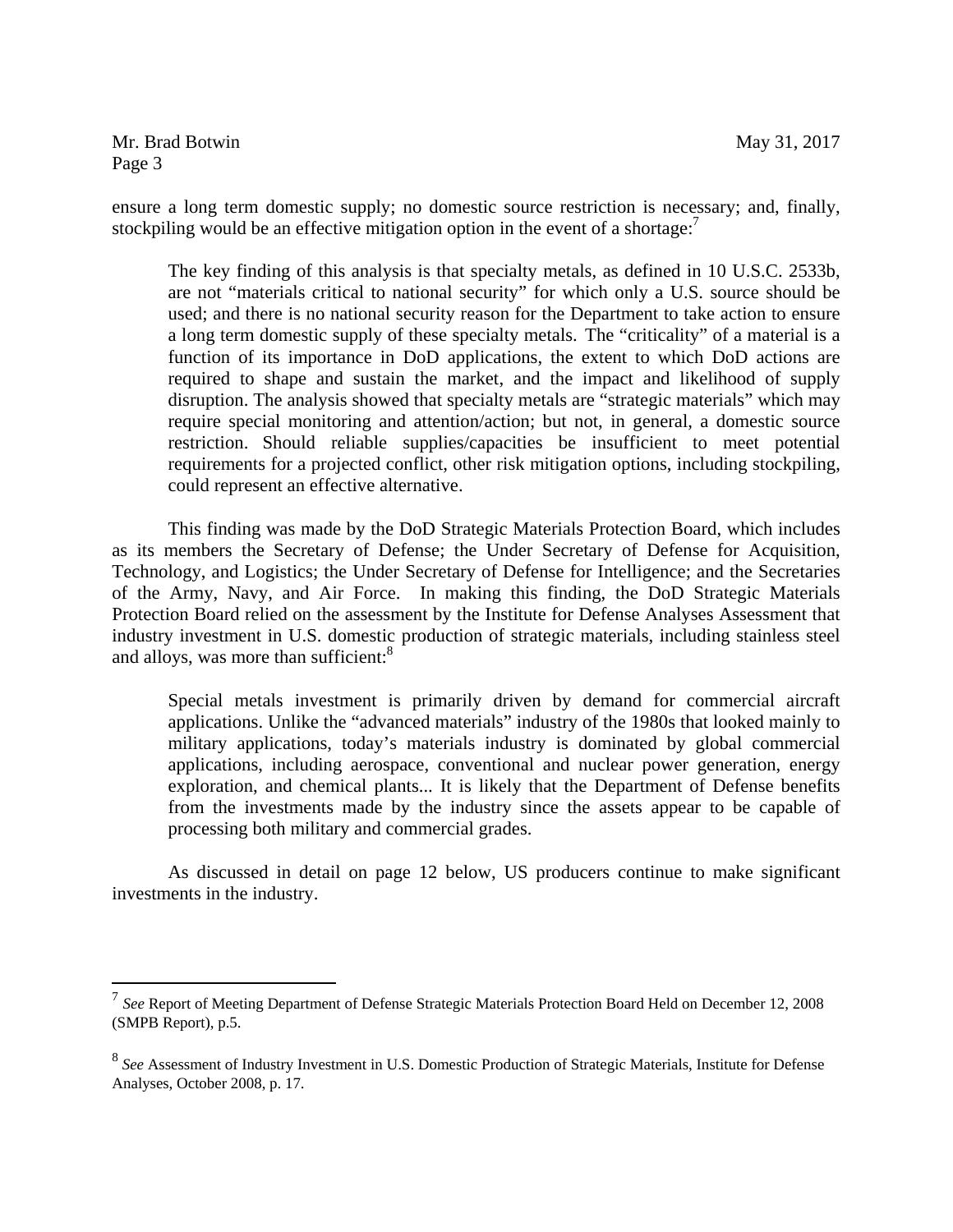ensure a long term domestic supply; no domestic source restriction is necessary; and, finally, stockpiling would be an effective mitigation option in the event of a shortage:[7]

> The key finding of this analysis is that specialty metals, as defined in 10 U.S.C. 2533b, are not "materials critical to national security" for which only a U.S. source should be used; and there is no national security reason for the Department to take action to ensure a long term domestic supply of these specialty metals. The "criticality" of a material is a function of its importance in DoD applications, the extent to which DoD actions are required to shape and sustain the market, and the impact and likelihood of supply disruption. The analysis showed that specialty metals are "strategic materials" which may require special monitoring and attention/action; but not, in general, a domestic source restriction. Should reliable supplies/capacities be insufficient to meet potential requirements for a projected conflict, other risk mitigation options, including stockpiling, could represent an effective alternative.

This finding was made by the DoD Strategic Materials Protection Board, which includes as its members the Secretary of Defense; the Under Secretary of Defense for Acquisition, Technology, and Logistics; the Under Secretary of Defense for Intelligence; and the Secretaries of the Army, Navy, and Air Force. In making this finding, the DoD Strategic Materials Protection Board relied on the assessment by the Institute for Defense Analyses Assessment that industry investment in U.S. domestic production of strategic materials, including stainless steel and alloys, was more than sufficient:[8]

> Special metals investment is primarily driven by demand for commercial aircraft applications. Unlike the "advanced materials" industry of the 1980s that looked mainly to military applications, today's materials industry is dominated by global commercial applications, including aerospace, conventional and nuclear power generation, energy exploration, and chemical plants... It is likely that the Department of Defense benefits from the investments made by the industry since the assets appear to be capable of processing both military and commercial grades.

As discussed in detail on page 12 below, US producers continue to make significant investments in the industry.

---

[7] *See* Report of Meeting Department of Defense Strategic Materials Protection Board Held on December 12, 2008 (SMPB Report), p.5.

[8] *See* Assessment of Industry Investment in U.S. Domestic Production of Strategic Materials, Institute for Defense Analyses, October 2008, p. 17.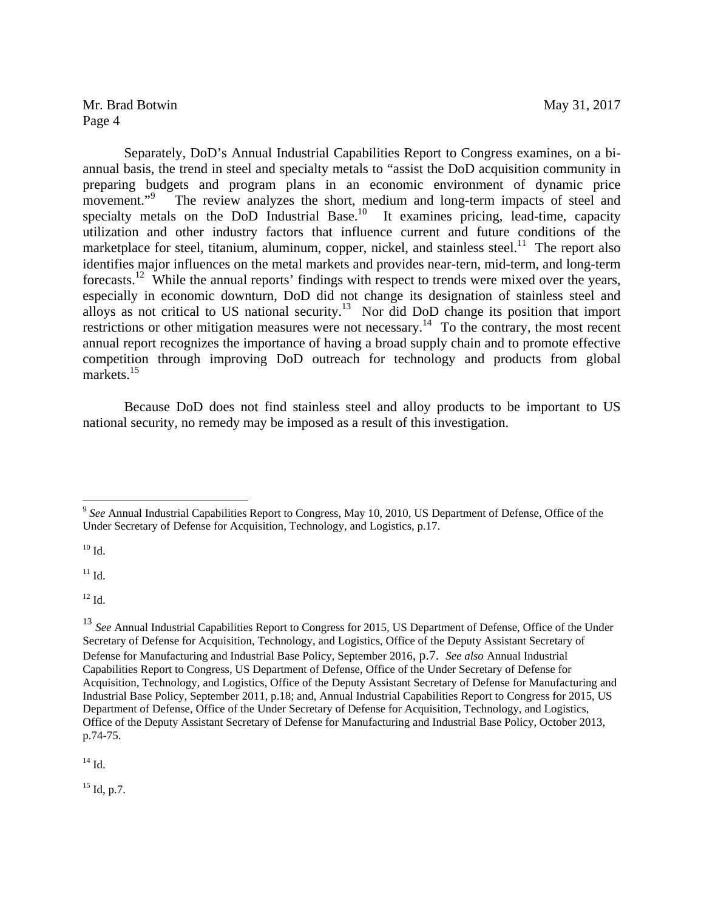Separately, DoD's Annual Industrial Capabilities Report to Congress examines, on a bi-annual basis, the trend in steel and specialty metals to "assist the DoD acquisition community in preparing budgets and program plans in an economic environment of dynamic price movement."[9] The review analyzes the short, medium and long-term impacts of steel and specialty metals on the DoD Industrial Base.[10] It examines pricing, lead-time, capacity utilization and other industry factors that influence current and future conditions of the marketplace for steel, titanium, aluminum, copper, nickel, and stainless steel.[11] The report also identifies major influences on the metal markets and provides near-tern, mid-term, and long-term forecasts.[12] While the annual reports' findings with respect to trends were mixed over the years, especially in economic downturn, DoD did not change its designation of stainless steel and alloys as not critical to US national security.[13] Nor did DoD change its position that import restrictions or other mitigation measures were not necessary.[14] To the contrary, the most recent annual report recognizes the importance of having a broad supply chain and to promote effective competition through improving DoD outreach for technology and products from global markets.[15]

Because DoD does not find stainless steel and alloy products to be important to US national security, no remedy may be imposed as a result of this investigation.

---

[9] *See* Annual Industrial Capabilities Report to Congress, May 10, 2010, US Department of Defense, Office of the Under Secretary of Defense for Acquisition, Technology, and Logistics, p.17.

[10] Id.

[11] Id.

[12] Id.

[13] *See* Annual Industrial Capabilities Report to Congress for 2015, US Department of Defense, Office of the Under Secretary of Defense for Acquisition, Technology, and Logistics, Office of the Deputy Assistant Secretary of Defense for Manufacturing and Industrial Base Policy, September 2016, p.7. *See also* Annual Industrial Capabilities Report to Congress, US Department of Defense, Office of the Under Secretary of Defense for Acquisition, Technology, and Logistics, Office of the Deputy Assistant Secretary of Defense for Manufacturing and Industrial Base Policy, September 2011, p.18; and, Annual Industrial Capabilities Report to Congress for 2015, US Department of Defense, Office of the Under Secretary of Defense for Acquisition, Technology, and Logistics, Office of the Deputy Assistant Secretary of Defense for Manufacturing and Industrial Base Policy, October 2013, p.74-75.

[14] Id.

[15] Id, p.7.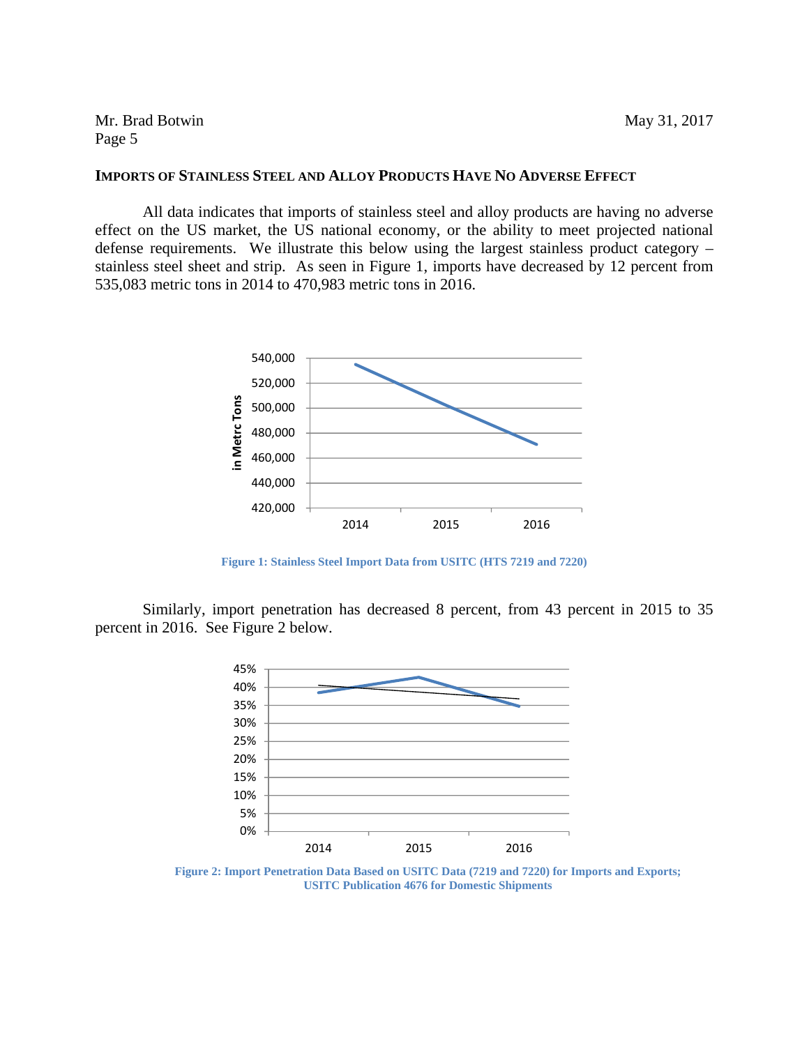## IMPORTS OF STAINLESS STEEL AND ALLOY PRODUCTS HAVE NO ADVERSE EFFECT

All data indicates that imports of stainless steel and alloy products are having no adverse effect on the US market, the US national economy, or the ability to meet projected national defense requirements. We illustrate this below using the largest stainless product category – stainless steel sheet and strip. As seen in Figure 1, imports have decreased by 12 percent from 535,083 metric tons in 2014 to 470,983 metric tons in 2016.

in Metrc Tons

540,000
520,000
500,000
480,000
460,000
440,000
420,000

2014
2015
2016

**Figure 1: Stainless Steel Import Data from USITC (HTS 7219 and 7220)**

Similarly, import penetration has decreased 8 percent, from 43 percent in 2015 to 35 percent in 2016. See Figure 2 below.

45%
40%
35%
30%
25%
20%
15%
10%
5%
0%

2014
2015
2016

**Figure 2: Import Penetration Data Based on USITC Data (7219 and 7220) for Imports and Exports; USITC Publication 4676 for Domestic Shipments**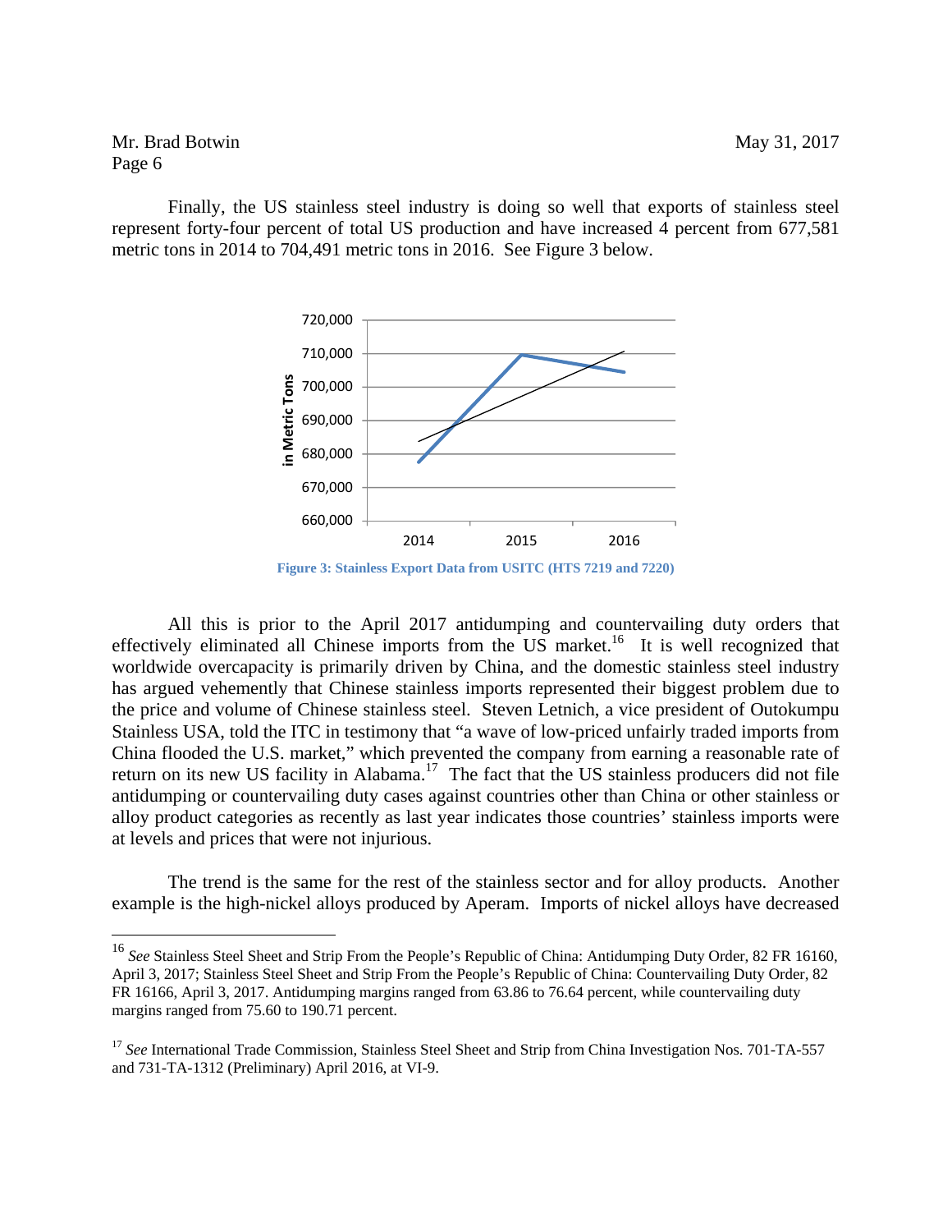Finally, the US stainless steel industry is doing so well that exports of stainless steel represent forty-four percent of total US production and have increased 4 percent from 677,581 metric tons in 2014 to 704,491 metric tons in 2016. See Figure 3 below.

720,000
710,000
700,000
690,000
680,000
670,000
660,000
in Metric Tons
2014
2015
2016

**Figure 3: Stainless Export Data from USITC (HTS 7219 and 7220)**

All this is prior to the April 2017 antidumping and countervailing duty orders that effectively eliminated all Chinese imports from the US market.[16] It is well recognized that worldwide overcapacity is primarily driven by China, and the domestic stainless steel industry has argued vehemently that Chinese stainless imports represented their biggest problem due to the price and volume of Chinese stainless steel. Steven Letnich, a vice president of Outokumpu Stainless USA, told the ITC in testimony that "a wave of low-priced unfairly traded imports from China flooded the U.S. market," which prevented the company from earning a reasonable rate of return on its new US facility in Alabama.[17] The fact that the US stainless producers did not file antidumping or countervailing duty cases against countries other than China or other stainless or alloy product categories as recently as last year indicates those countries' stainless imports were at levels and prices that were not injurious.

The trend is the same for the rest of the stainless sector and for alloy products. Another example is the high-nickel alloys produced by Aperam. Imports of nickel alloys have decreased

---

[16] *See* Stainless Steel Sheet and Strip From the People's Republic of China: Antidumping Duty Order, 82 FR 16160, April 3, 2017; Stainless Steel Sheet and Strip From the People's Republic of China: Countervailing Duty Order, 82 FR 16166, April 3, 2017. Antidumping margins ranged from 63.86 to 76.64 percent, while countervailing duty margins ranged from 75.60 to 190.71 percent.

[17] *See* International Trade Commission, Stainless Steel Sheet and Strip from China Investigation Nos. 701-TA-557 and 731-TA-1312 (Preliminary) April 2016, at VI-9.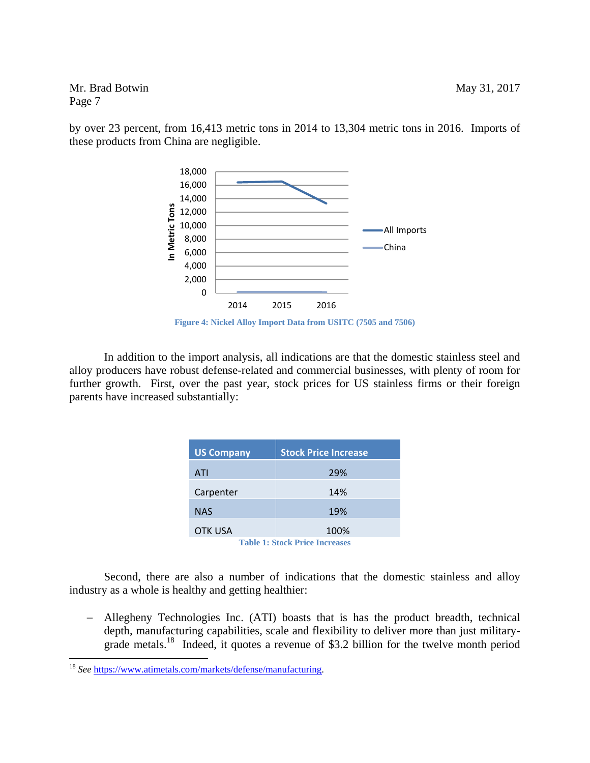by over 23 percent, from 16,413 metric tons in 2014 to 13,304 metric tons in 2016. Imports of these products from China are negligible.

18,000
16,000
14,000
12,000
10,000
8,000
6,000
4,000
2,000
0

In Metric Tons

2014
2015
2016

All Imports
China

**Figure 4: Nickel Alloy Import Data from USITC (7505 and 7506)**

In addition to the import analysis, all indications are that the domestic stainless steel and alloy producers have robust defense-related and commercial businesses, with plenty of room for further growth. First, over the past year, stock prices for US stainless firms or their foreign parents have increased substantially:

| US Company | Stock Price Increase |
|---|---|
| ATI | 29% |
| Carpenter | 14% |
| NAS | 19% |
| OTK USA | 100% |

**Table 1: Stock Price Increases**

Second, there are also a number of indications that the domestic stainless and alloy industry as a whole is healthy and getting healthier:

– Allegheny Technologies Inc. (ATI) boasts that is has the product breadth, technical depth, manufacturing capabilities, scale and flexibility to deliver more than just military-grade metals.[18] Indeed, it quotes a revenue of $3.2 billion for the twelve month period

[18] *See* https://www.atimetals.com/markets/defense/manufacturing.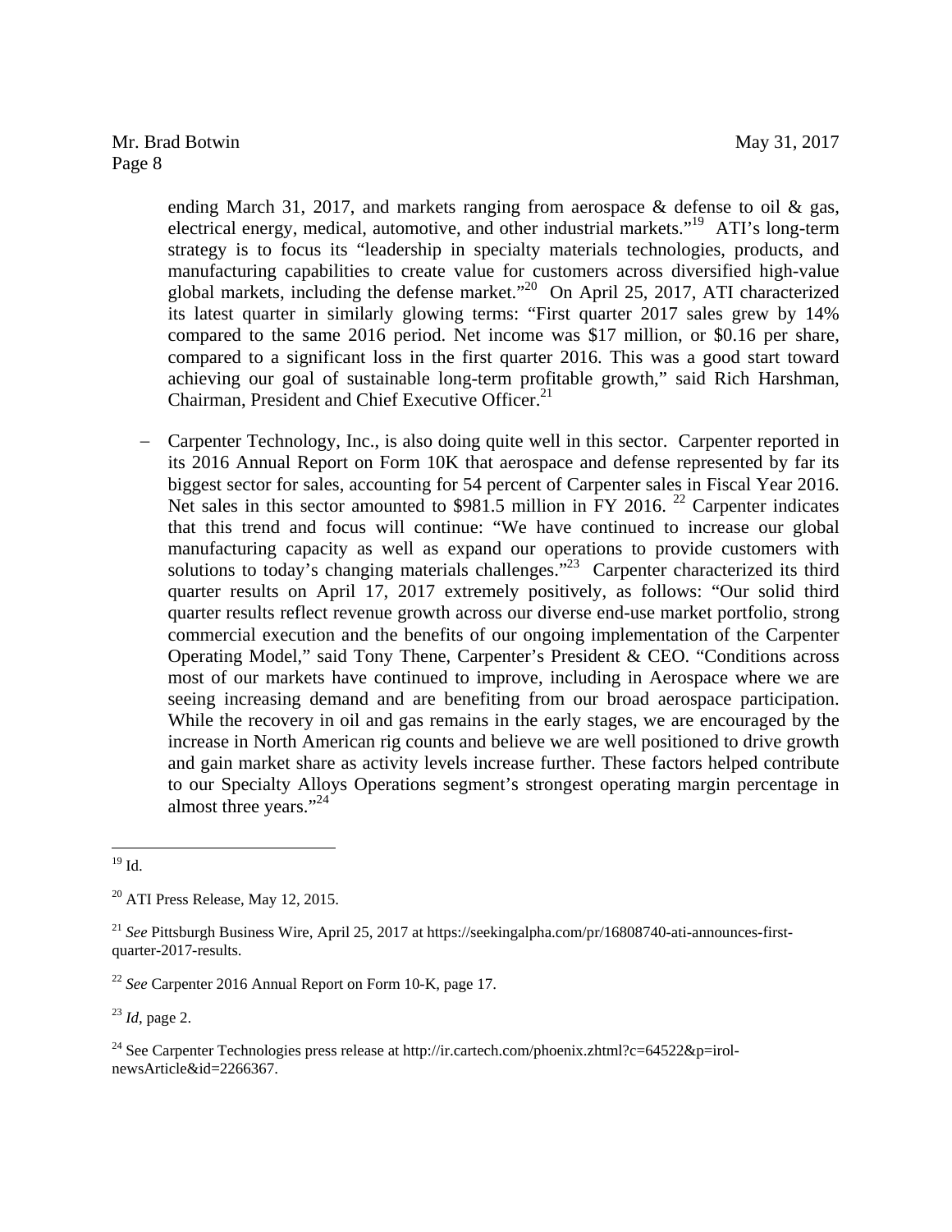ending March 31, 2017, and markets ranging from aerospace & defense to oil & gas, electrical energy, medical, automotive, and other industrial markets."[19] ATI's long-term strategy is to focus its "leadership in specialty materials technologies, products, and manufacturing capabilities to create value for customers across diversified high-value global markets, including the defense market."[20] On April 25, 2017, ATI characterized its latest quarter in similarly glowing terms: "First quarter 2017 sales grew by 14% compared to the same 2016 period. Net income was $17 million, or $0.16 per share, compared to a significant loss in the first quarter 2016. This was a good start toward achieving our goal of sustainable long-term profitable growth," said Rich Harshman, Chairman, President and Chief Executive Officer.[21]

- Carpenter Technology, Inc., is also doing quite well in this sector. Carpenter reported in its 2016 Annual Report on Form 10K that aerospace and defense represented by far its biggest sector for sales, accounting for 54 percent of Carpenter sales in Fiscal Year 2016. Net sales in this sector amounted to $981.5 million in FY 2016. [22] Carpenter indicates that this trend and focus will continue: "We have continued to increase our global manufacturing capacity as well as expand our operations to provide customers with solutions to today's changing materials challenges."[23] Carpenter characterized its third quarter results on April 17, 2017 extremely positively, as follows: "Our solid third quarter results reflect revenue growth across our diverse end-use market portfolio, strong commercial execution and the benefits of our ongoing implementation of the Carpenter Operating Model," said Tony Thene, Carpenter's President & CEO. "Conditions across most of our markets have continued to improve, including in Aerospace where we are seeing increasing demand and are benefiting from our broad aerospace participation. While the recovery in oil and gas remains in the early stages, we are encouraged by the increase in North American rig counts and believe we are well positioned to drive growth and gain market share as activity levels increase further. These factors helped contribute to our Specialty Alloys Operations segment's strongest operating margin percentage in almost three years."[24]

---

[19] Id.

[20] ATI Press Release, May 12, 2015.

[21] *See* Pittsburgh Business Wire, April 25, 2017 at https://seekingalpha.com/pr/16808740-ati-announces-first-quarter-2017-results.

[22] *See* Carpenter 2016 Annual Report on Form 10-K, page 17.

[23] *Id*, page 2.

[24] See Carpenter Technologies press release at http://ir.cartech.com/phoenix.zhtml?c=64522&p=irol-newsArticle&id=2266367.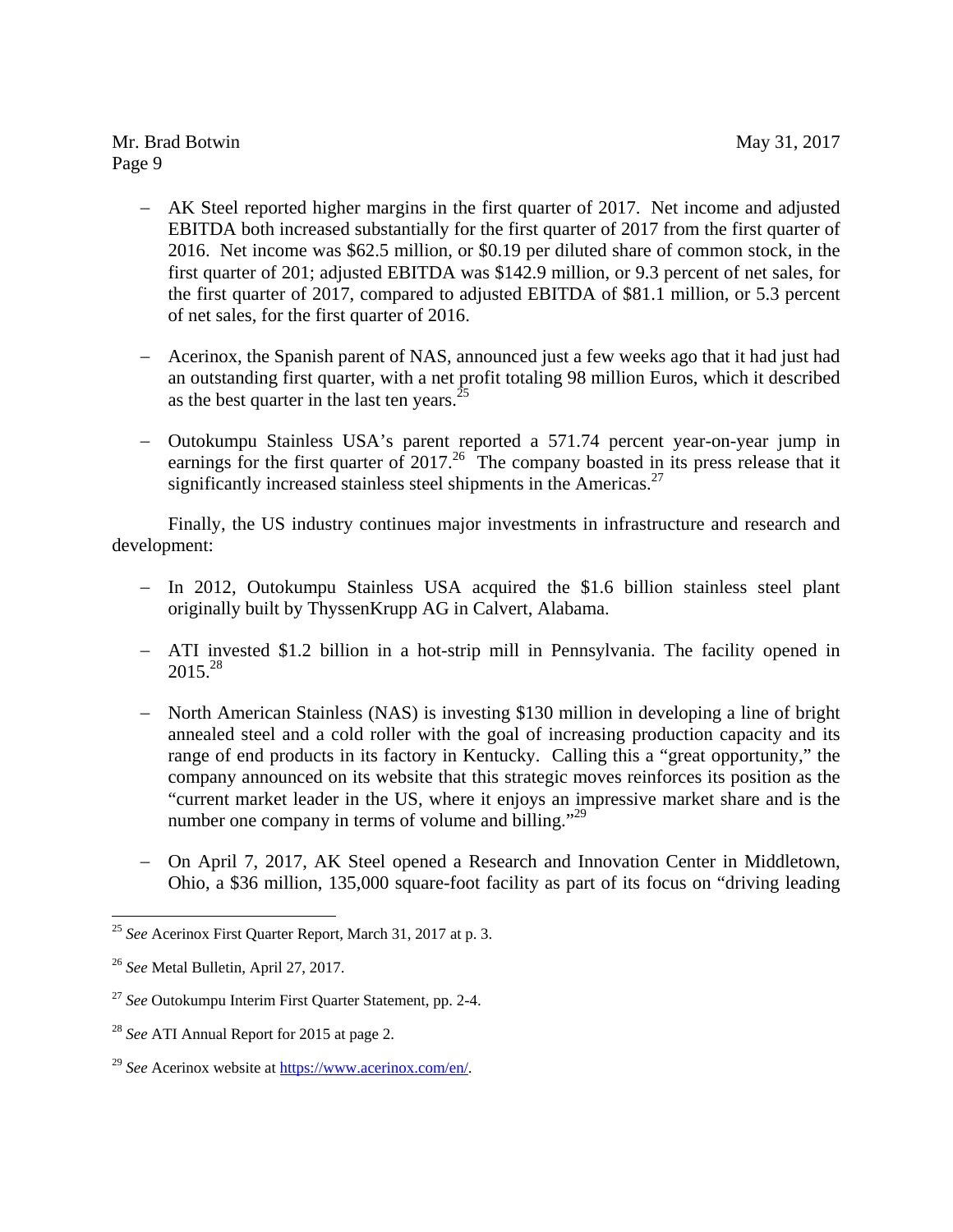- AK Steel reported higher margins in the first quarter of 2017. Net income and adjusted EBITDA both increased substantially for the first quarter of 2017 from the first quarter of 2016. Net income was $62.5 million, or $0.19 per diluted share of common stock, in the first quarter of 201; adjusted EBITDA was $142.9 million, or 9.3 percent of net sales, for the first quarter of 2017, compared to adjusted EBITDA of $81.1 million, or 5.3 percent of net sales, for the first quarter of 2016.

- Acerinox, the Spanish parent of NAS, announced just a few weeks ago that it had just had an outstanding first quarter, with a net profit totaling 98 million Euros, which it described as the best quarter in the last ten years.[25]

- Outokumpu Stainless USA's parent reported a 571.74 percent year-on-year jump in earnings for the first quarter of 2017.[26] The company boasted in its press release that it significantly increased stainless steel shipments in the Americas.[27]

Finally, the US industry continues major investments in infrastructure and research and development:

- In 2012, Outokumpu Stainless USA acquired the $1.6 billion stainless steel plant originally built by ThyssenKrupp AG in Calvert, Alabama.

- ATI invested $1.2 billion in a hot-strip mill in Pennsylvania. The facility opened in 2015.[28]

- North American Stainless (NAS) is investing $130 million in developing a line of bright annealed steel and a cold roller with the goal of increasing production capacity and its range of end products in its factory in Kentucky. Calling this a "great opportunity," the company announced on its website that this strategic moves reinforces its position as the "current market leader in the US, where it enjoys an impressive market share and is the number one company in terms of volume and billing."[29]

- On April 7, 2017, AK Steel opened a Research and Innovation Center in Middletown, Ohio, a $36 million, 135,000 square-foot facility as part of its focus on "driving leading

---

[25] *See* Acerinox First Quarter Report, March 31, 2017 at p. 3.

[26] *See* Metal Bulletin, April 27, 2017.

[27] *See* Outokumpu Interim First Quarter Statement, pp. 2-4.

[28] *See* ATI Annual Report for 2015 at page 2.

[29] *See* Acerinox website at https://www.acerinox.com/en/.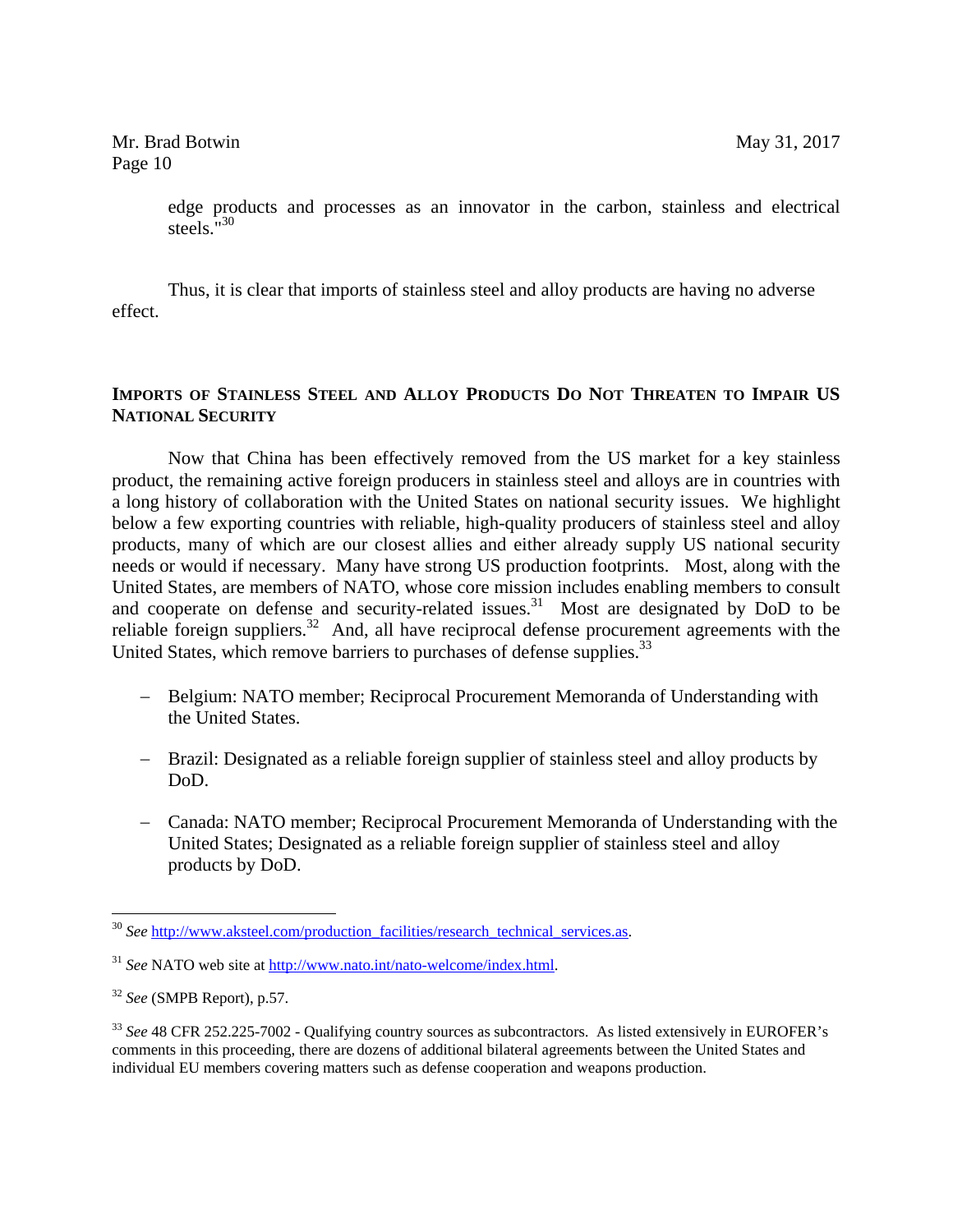edge products and processes as an innovator in the carbon, stainless and electrical steels."[30]

Thus, it is clear that imports of stainless steel and alloy products are having no adverse effect.

## IMPORTS OF STAINLESS STEEL AND ALLOY PRODUCTS DO NOT THREATEN TO IMPAIR US NATIONAL SECURITY

Now that China has been effectively removed from the US market for a key stainless product, the remaining active foreign producers in stainless steel and alloys are in countries with a long history of collaboration with the United States on national security issues. We highlight below a few exporting countries with reliable, high-quality producers of stainless steel and alloy products, many of which are our closest allies and either already supply US national security needs or would if necessary. Many have strong US production footprints. Most, along with the United States, are members of NATO, whose core mission includes enabling members to consult and cooperate on defense and security-related issues.[31] Most are designated by DoD to be reliable foreign suppliers.[32] And, all have reciprocal defense procurement agreements with the United States, which remove barriers to purchases of defense supplies.[33]

- Belgium: NATO member; Reciprocal Procurement Memoranda of Understanding with the United States.
- Brazil: Designated as a reliable foreign supplier of stainless steel and alloy products by DoD.
- Canada: NATO member; Reciprocal Procurement Memoranda of Understanding with the United States; Designated as a reliable foreign supplier of stainless steel and alloy products by DoD.

---

[30] *See* http://www.aksteel.com/production_facilities/research_technical_services.as.

[31] *See* NATO web site at http://www.nato.int/nato-welcome/index.html.

[32] *See* (SMPB Report), p.57.

[33] *See* 48 CFR 252.225-7002 - Qualifying country sources as subcontractors. As listed extensively in EUROFER's comments in this proceeding, there are dozens of additional bilateral agreements between the United States and individual EU members covering matters such as defense cooperation and weapons production.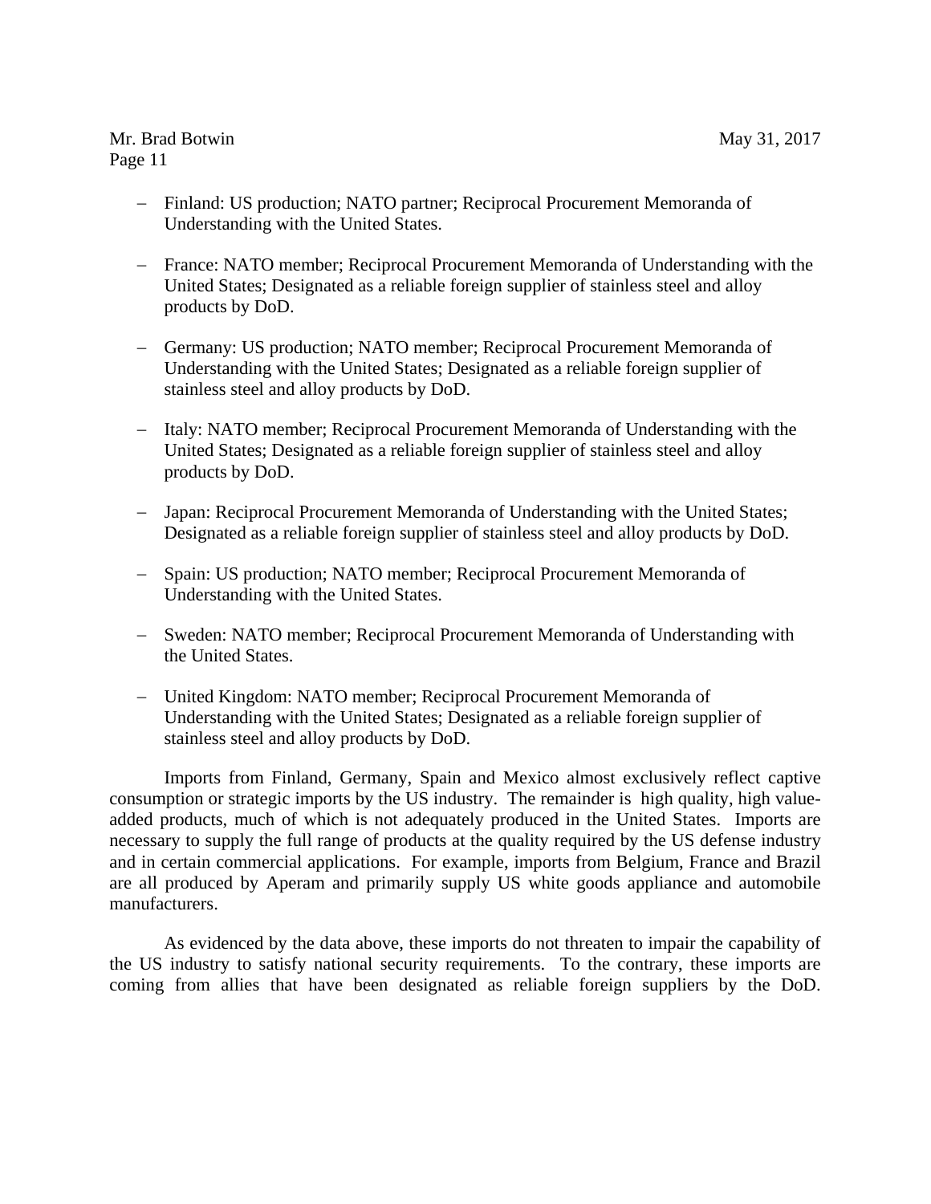- Finland: US production; NATO partner; Reciprocal Procurement Memoranda of Understanding with the United States.

- France: NATO member; Reciprocal Procurement Memoranda of Understanding with the United States; Designated as a reliable foreign supplier of stainless steel and alloy products by DoD.

- Germany: US production; NATO member; Reciprocal Procurement Memoranda of Understanding with the United States; Designated as a reliable foreign supplier of stainless steel and alloy products by DoD.

- Italy: NATO member; Reciprocal Procurement Memoranda of Understanding with the United States; Designated as a reliable foreign supplier of stainless steel and alloy products by DoD.

- Japan: Reciprocal Procurement Memoranda of Understanding with the United States; Designated as a reliable foreign supplier of stainless steel and alloy products by DoD.

- Spain: US production; NATO member; Reciprocal Procurement Memoranda of Understanding with the United States.

- Sweden: NATO member; Reciprocal Procurement Memoranda of Understanding with the United States.

- United Kingdom: NATO member; Reciprocal Procurement Memoranda of Understanding with the United States; Designated as a reliable foreign supplier of stainless steel and alloy products by DoD.

Imports from Finland, Germany, Spain and Mexico almost exclusively reflect captive consumption or strategic imports by the US industry. The remainder is high quality, high value-added products, much of which is not adequately produced in the United States. Imports are necessary to supply the full range of products at the quality required by the US defense industry and in certain commercial applications. For example, imports from Belgium, France and Brazil are all produced by Aperam and primarily supply US white goods appliance and automobile manufacturers.

As evidenced by the data above, these imports do not threaten to impair the capability of the US industry to satisfy national security requirements. To the contrary, these imports are coming from allies that have been designated as reliable foreign suppliers by the DoD.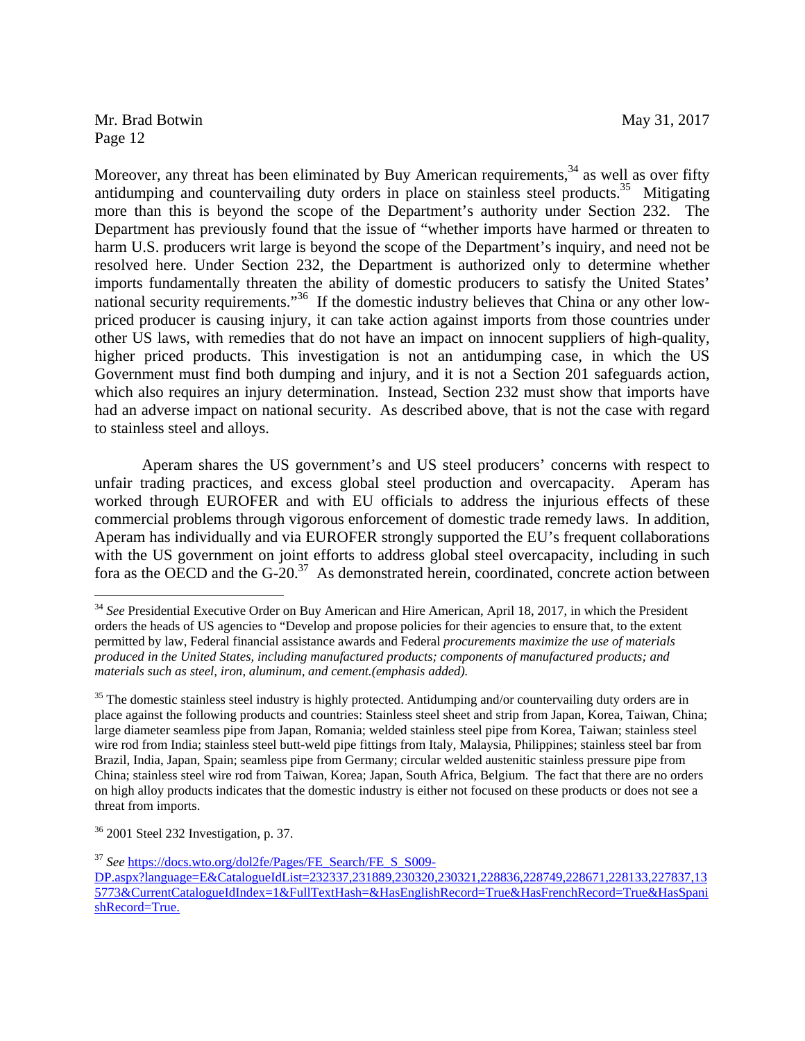Moreover, any threat has been eliminated by Buy American requirements,[34] as well as over fifty antidumping and countervailing duty orders in place on stainless steel products.[35] Mitigating more than this is beyond the scope of the Department's authority under Section 232. The Department has previously found that the issue of "whether imports have harmed or threaten to harm U.S. producers writ large is beyond the scope of the Department's inquiry, and need not be resolved here. Under Section 232, the Department is authorized only to determine whether imports fundamentally threaten the ability of domestic producers to satisfy the United States' national security requirements."[36] If the domestic industry believes that China or any other low-priced producer is causing injury, it can take action against imports from those countries under other US laws, with remedies that do not have an impact on innocent suppliers of high-quality, higher priced products. This investigation is not an antidumping case, in which the US Government must find both dumping and injury, and it is not a Section 201 safeguards action, which also requires an injury determination. Instead, Section 232 must show that imports have had an adverse impact on national security. As described above, that is not the case with regard to stainless steel and alloys.

Aperam shares the US government's and US steel producers' concerns with respect to unfair trading practices, and excess global steel production and overcapacity. Aperam has worked through EUROFER and with EU officials to address the injurious effects of these commercial problems through vigorous enforcement of domestic trade remedy laws. In addition, Aperam has individually and via EUROFER strongly supported the EU's frequent collaborations with the US government on joint efforts to address global steel overcapacity, including in such fora as the OECD and the G-20.[37] As demonstrated herein, coordinated, concrete action between

---

[34] *See* Presidential Executive Order on Buy American and Hire American, April 18, 2017, in which the President orders the heads of US agencies to "Develop and propose policies for their agencies to ensure that, to the extent permitted by law, Federal financial assistance awards and Federal *procurements maximize the use of materials produced in the United States, including manufactured products; components of manufactured products; and materials such as steel, iron, aluminum, and cement.(emphasis added).*

[35] The domestic stainless steel industry is highly protected. Antidumping and/or countervailing duty orders are in place against the following products and countries: Stainless steel sheet and strip from Japan, Korea, Taiwan, China; large diameter seamless pipe from Japan, Romania; welded stainless steel pipe from Korea, Taiwan; stainless steel wire rod from India; stainless steel butt-weld pipe fittings from Italy, Malaysia, Philippines; stainless steel bar from Brazil, India, Japan, Spain; seamless pipe from Germany; circular welded austenitic stainless pressure pipe from China; stainless steel wire rod from Taiwan, Korea; Japan, South Africa, Belgium. The fact that there are no orders on high alloy products indicates that the domestic industry is either not focused on these products or does not see a threat from imports.

[36] 2001 Steel 232 Investigation, p. 37.

[37] *See* https://docs.wto.org/dol2fe/Pages/FE_Search/FE_S_S009-DP.aspx?language=E&CatalogueIdList=232337,231889,230320,230321,228836,228749,228671,228133,227837,135773&CurrentCatalogueIdIndex=1&FullTextHash=&HasEnglishRecord=True&HasFrenchRecord=True&HasSpanishRecord=True.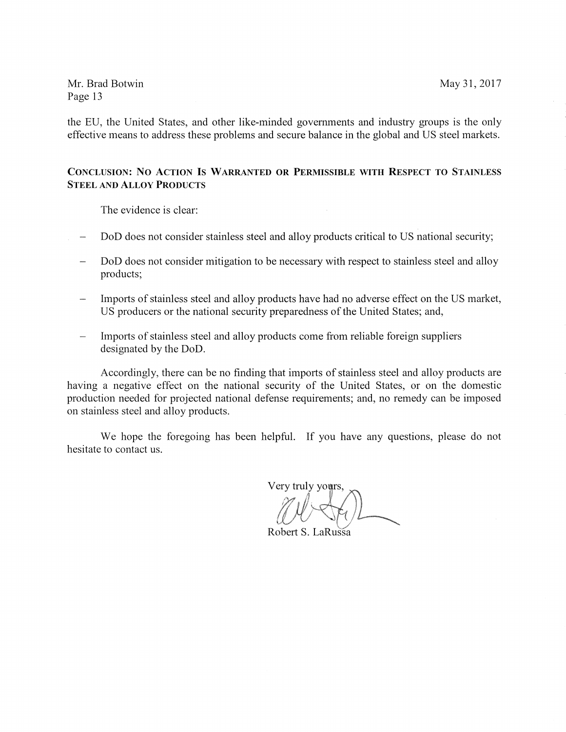the EU, the United States, and other like-minded governments and industry groups is the only effective means to address these problems and secure balance in the global and US steel markets.

## CONCLUSION: NO ACTION IS WARRANTED OR PERMISSIBLE WITH RESPECT TO STAINLESS STEEL AND ALLOY PRODUCTS

The evidence is clear:

- DoD does not consider stainless steel and alloy products critical to US national security;
- DoD does not consider mitigation to be necessary with respect to stainless steel and alloy products;
- Imports of stainless steel and alloy products have had no adverse effect on the US market, US producers or the national security preparedness of the United States; and,
- Imports of stainless steel and alloy products come from reliable foreign suppliers designated by the DoD.

Accordingly, there can be no finding that imports of stainless steel and alloy products are having a negative effect on the national security of the United States, or on the domestic production needed for projected national defense requirements; and, no remedy can be imposed on stainless steel and alloy products.

We hope the foregoing has been helpful. If you have any questions, please do not hesitate to contact us.

Very truly yours,

Robert S. LaRussa